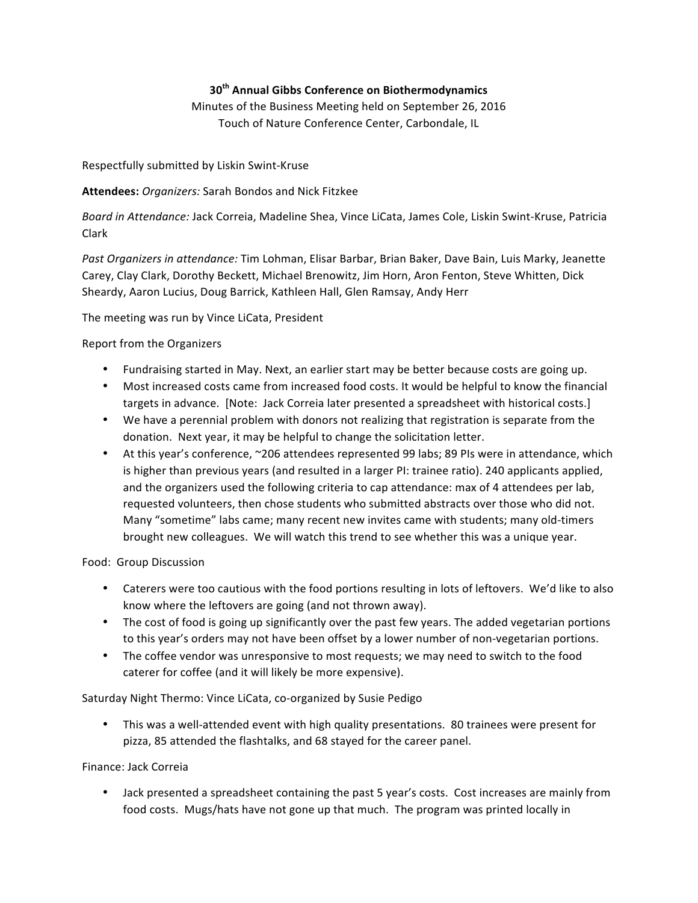**30th Annual Gibbs Conference on Biothermodynamics**

Minutes of the Business Meeting held on September 26, 2016

Touch of Nature Conference Center, Carbondale, IL

Respectfully submitted by Liskin Swint-Kruse

**Attendees:** *Organizers:* Sarah Bondos and Nick Fitzkee

*Board in Attendance:* Jack Correia, Madeline Shea, Vince LiCata, James Cole, Liskin Swint-Kruse, Patricia Clark

*Past Organizers in attendance:* Tim Lohman, Elisar Barbar, Brian Baker, Dave Bain, Luis Marky, Jeanette Carey, Clay Clark, Dorothy Beckett, Michael Brenowitz, Jim Horn, Aron Fenton, Steve Whitten, Dick Sheardy, Aaron Lucius, Doug Barrick, Kathleen Hall, Glen Ramsay, Andy Herr

The meeting was run by Vince LiCata, President

Report from the Organizers

- Fundraising started in May. Next, an earlier start may be better because costs are going up.
- Most increased costs came from increased food costs. It would be helpful to know the financial targets in advance. [Note: Jack Correia later presented a spreadsheet with historical costs.]
- We have a perennial problem with donors not realizing that registration is separate from the donation. Next year, it may be helpful to change the solicitation letter.
- At this year's conference, ~206 attendees represented 99 labs; 89 PIs were in attendance, which is higher than previous years (and resulted in a larger PI: trainee ratio). 240 applicants applied, and the organizers used the following criteria to cap attendance: max of 4 attendees per lab, requested volunteers, then chose students who submitted abstracts over those who did not. Many "sometime" labs came; many recent new invites came with students; many old-timers brought new colleagues. We will watch this trend to see whether this was a unique year.

Food: Group Discussion

- Caterers were too cautious with the food portions resulting in lots of leftovers. We'd like to also know where the leftovers are going (and not thrown away).
- The cost of food is going up significantly over the past few years. The added vegetarian portions to this year's orders may not have been offset by a lower number of non-vegetarian portions.
- The coffee vendor was unresponsive to most requests; we may need to switch to the food caterer for coffee (and it will likely be more expensive).

Saturday Night Thermo: Vince LiCata, co-organized by Susie Pedigo

- This was a well-attended event with high quality presentations. 80 trainees were present for pizza, 85 attended the flashtalks, and 68 stayed for the career panel.

Finance: Jack Correia

- Jack presented a spreadsheet containing the past 5 year's costs. Cost increases are mainly from food costs. Mugs/hats have not gone up that much. The program was printed locally in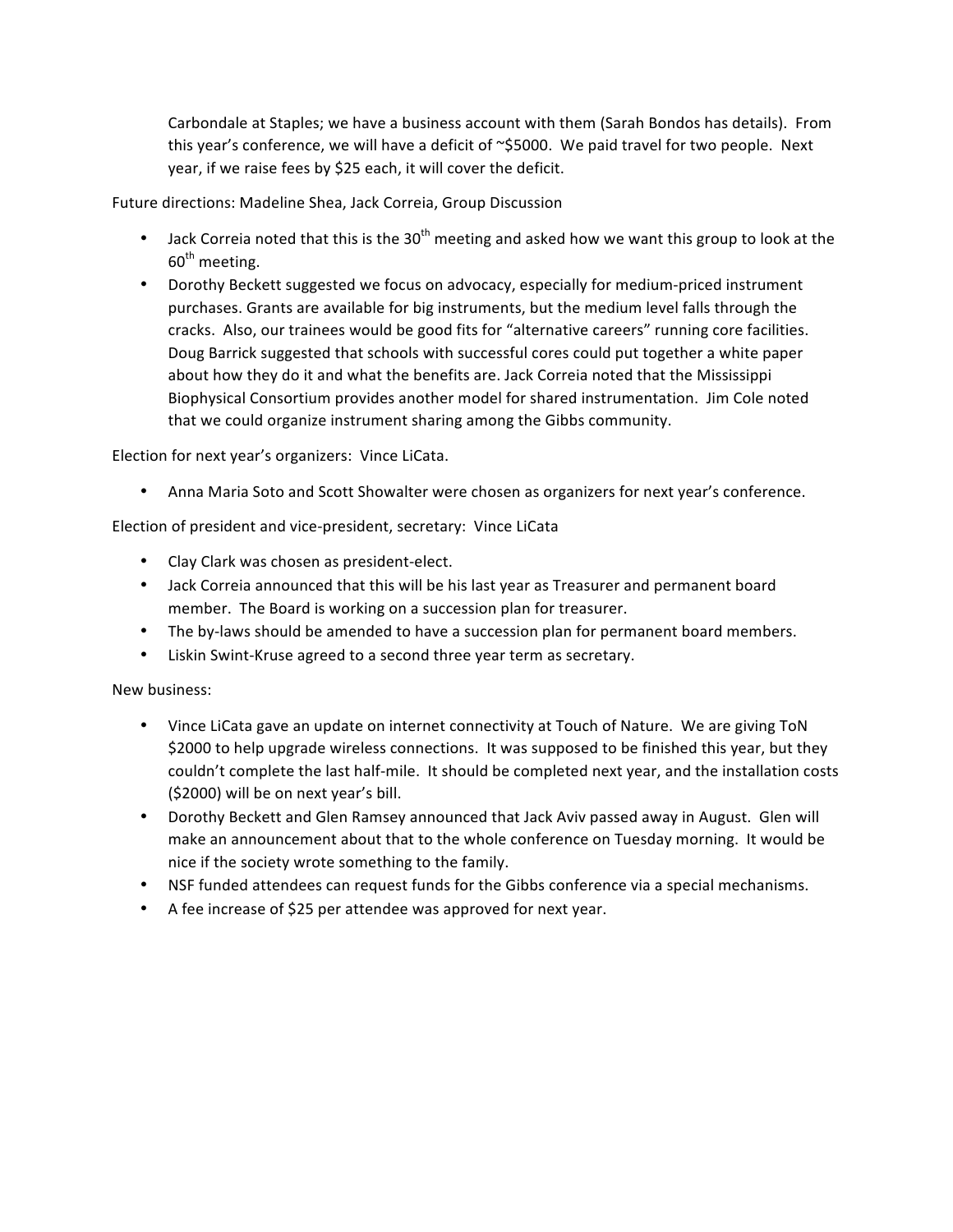Carbondale at Staples; we have a business account with them (Sarah Bondos has details). From this year's conference, we will have a deficit of ~$5000. We paid travel for two people. Next year, if we raise fees by $25 each, it will cover the deficit.

Future directions: Madeline Shea, Jack Correia, Group Discussion

- Jack Correia noted that this is the 30th meeting and asked how we want this group to look at the 60th meeting.
- Dorothy Beckett suggested we focus on advocacy, especially for medium-priced instrument purchases. Grants are available for big instruments, but the medium level falls through the cracks. Also, our trainees would be good fits for "alternative careers" running core facilities. Doug Barrick suggested that schools with successful cores could put together a white paper about how they do it and what the benefits are. Jack Correia noted that the Mississippi Biophysical Consortium provides another model for shared instrumentation. Jim Cole noted that we could organize instrument sharing among the Gibbs community.

Election for next year's organizers: Vince LiCata.

- Anna Maria Soto and Scott Showalter were chosen as organizers for next year's conference.

Election of president and vice-president, secretary: Vince LiCata

- Clay Clark was chosen as president-elect.
- Jack Correia announced that this will be his last year as Treasurer and permanent board member. The Board is working on a succession plan for treasurer.
- The by-laws should be amended to have a succession plan for permanent board members.
- Liskin Swint-Kruse agreed to a second three year term as secretary.

New business:

- Vince LiCata gave an update on internet connectivity at Touch of Nature. We are giving ToN $2000 to help upgrade wireless connections. It was supposed to be finished this year, but they couldn't complete the last half-mile. It should be completed next year, and the installation costs ($2000) will be on next year's bill.
- Dorothy Beckett and Glen Ramsey announced that Jack Aviv passed away in August. Glen will make an announcement about that to the whole conference on Tuesday morning. It would be nice if the society wrote something to the family.
- NSF funded attendees can request funds for the Gibbs conference via a special mechanisms.
- A fee increase of $25 per attendee was approved for next year.